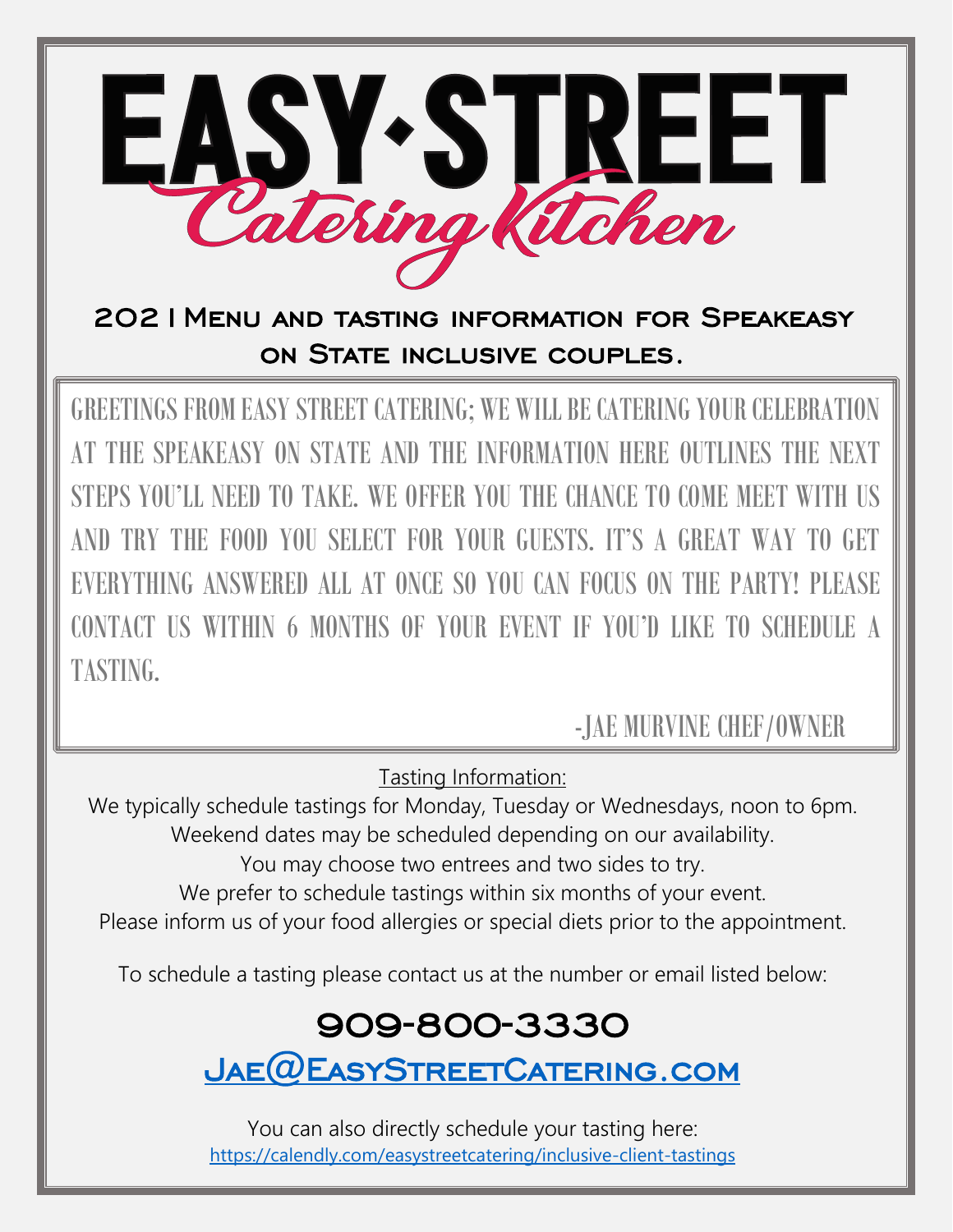# EASY·STREET Catering Kitchen

## 2021 Menu and tasting information for Speakeasy on State inclusive couples.

GREETINGS FROM EASY STREET CATERING; WE WILL BE CATERING YOUR CELEBRATION AT THE SPEAKEASY ON STATE AND THE INFORMATION HERE OUTLINES THE NEXT STEPS YOU'LL NEED TO TAKE. WE OFFER YOU THE CHANCE TO COME MEET WITH US AND TRY THE FOOD YOU SELECT FOR YOUR GUESTS. IT'S A GREAT WAY TO GET EVERYTHING ANSWERED ALL AT ONCE SO YOU CAN FOCUS ON THE PARTY! PLEASE CONTACT US WITHIN 6 MONTHS OF YOUR EVENT IF YOU'D LIKE TO SCHEDULE A TASTING.

-JAE MURVINE CHEF/OWNER

Tasting Information:

We typically schedule tastings for Monday, Tuesday or Wednesdays, noon to 6pm.
Weekend dates may be scheduled depending on our availability.
You may choose two entrees and two sides to try.
We prefer to schedule tastings within six months of your event.
Please inform us of your food allergies or special diets prior to the appointment.

To schedule a tasting please contact us at the number or email listed below:

**909-800-3330**

**Jae@EasyStreetCatering.com**

You can also directly schedule your tasting here:
https://calendly.com/easystreetcatering/inclusive-client-tastings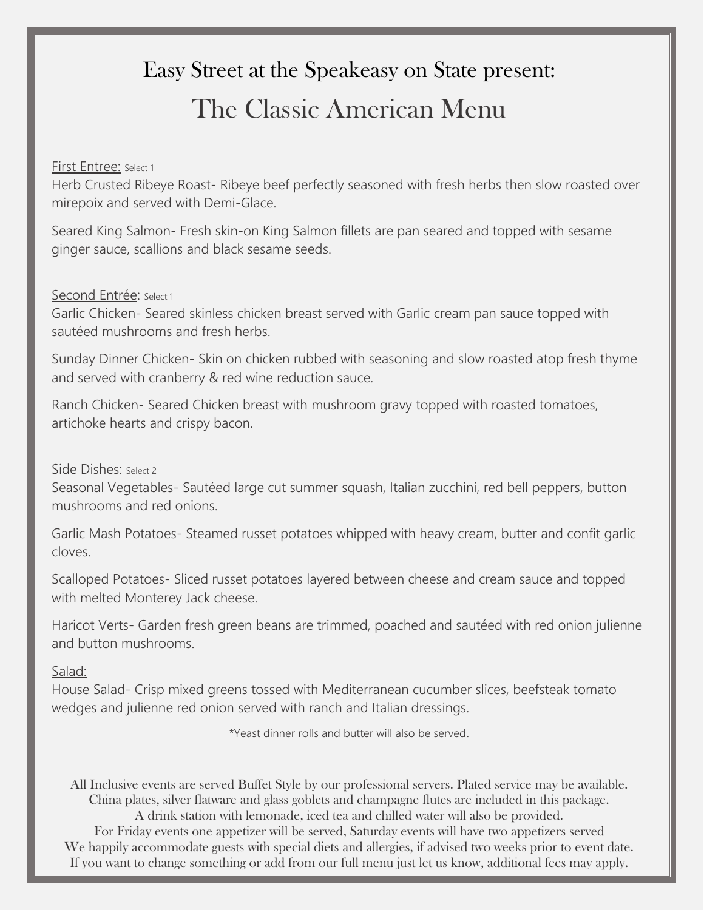# Easy Street at the Speakeasy on State present:

## The Classic American Menu

First Entree: Select 1

Herb Crusted Ribeye Roast- Ribeye beef perfectly seasoned with fresh herbs then slow roasted over mirepoix and served with Demi-Glace.

Seared King Salmon- Fresh skin-on King Salmon fillets are pan seared and topped with sesame ginger sauce, scallions and black sesame seeds.

Second Entrée: Select 1

Garlic Chicken- Seared skinless chicken breast served with Garlic cream pan sauce topped with sautéed mushrooms and fresh herbs.

Sunday Dinner Chicken- Skin on chicken rubbed with seasoning and slow roasted atop fresh thyme and served with cranberry & red wine reduction sauce.

Ranch Chicken- Seared Chicken breast with mushroom gravy topped with roasted tomatoes, artichoke hearts and crispy bacon.

Side Dishes: Select 2

Seasonal Vegetables- Sautéed large cut summer squash, Italian zucchini, red bell peppers, button mushrooms and red onions.

Garlic Mash Potatoes- Steamed russet potatoes whipped with heavy cream, butter and confit garlic cloves.

Scalloped Potatoes- Sliced russet potatoes layered between cheese and cream sauce and topped with melted Monterey Jack cheese.

Haricot Verts- Garden fresh green beans are trimmed, poached and sautéed with red onion julienne and button mushrooms.

Salad:

House Salad- Crisp mixed greens tossed with Mediterranean cucumber slices, beefsteak tomato wedges and julienne red onion served with ranch and Italian dressings.

*Yeast dinner rolls and butter will also be served.

All Inclusive events are served Buffet Style by our professional servers. Plated service may be available.
China plates, silver flatware and glass goblets and champagne flutes are included in this package.
A drink station with lemonade, iced tea and chilled water will also be provided.
For Friday events one appetizer will be served, Saturday events will have two appetizers served
We happily accommodate guests with special diets and allergies, if advised two weeks prior to event date.
If you want to change something or add from our full menu just let us know, additional fees may apply.